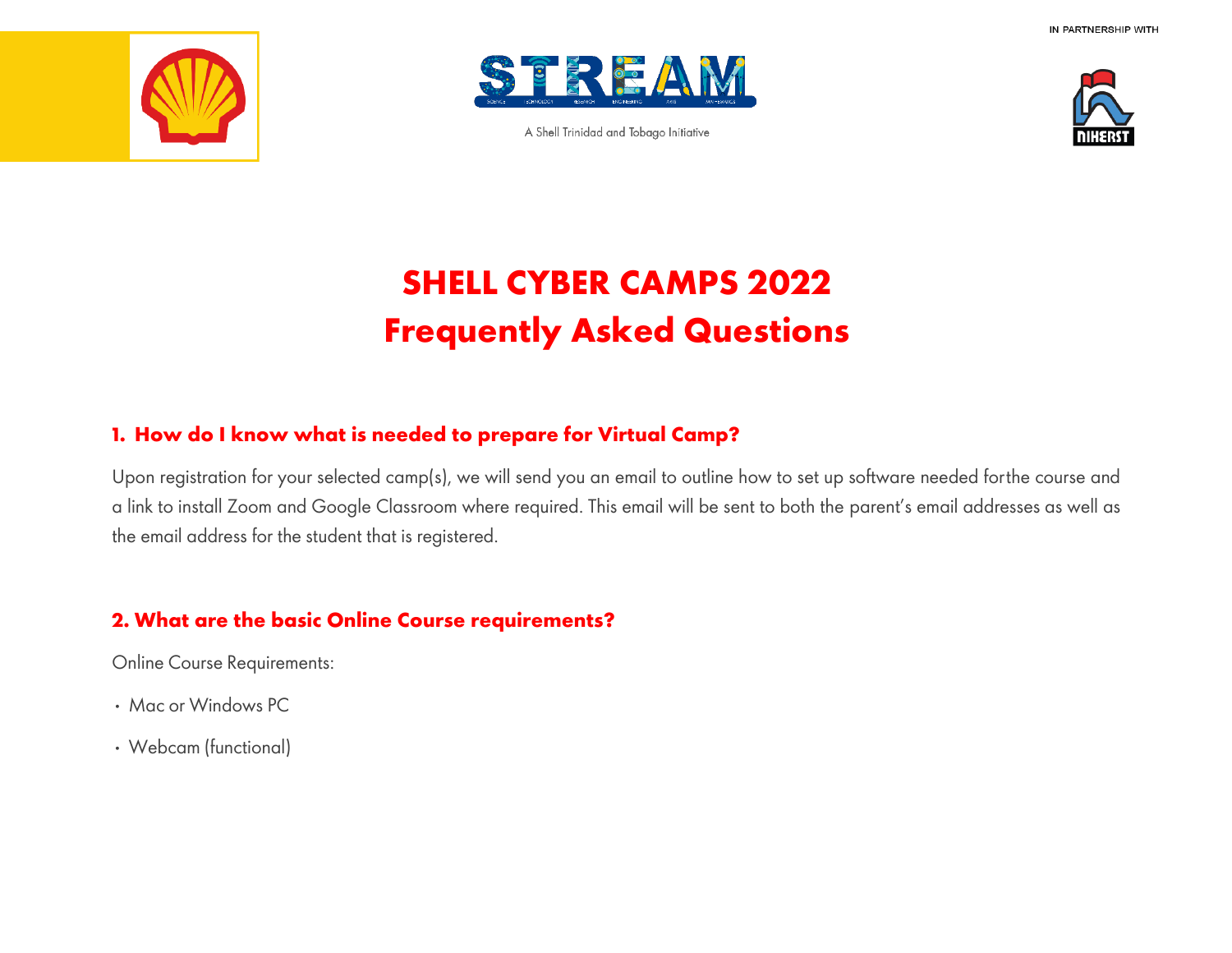IN PARTNERSHIP WITH

A Shell Trinidad and Tobago Initiative

# SHELL CYBER CAMPS 2022
# Frequently Asked Questions

## 1. How do I know what is needed to prepare for Virtual Camp?

Upon registration for your selected camp(s), we will send you an email to outline how to set up software needed forthe course and a link to install Zoom and Google Classroom where required. This email will be sent to both the parent's email addresses as well as the email address for the student that is registered.

## 2. What are the basic Online Course requirements?

Online Course Requirements:

- Mac or Windows PC
- Webcam (functional)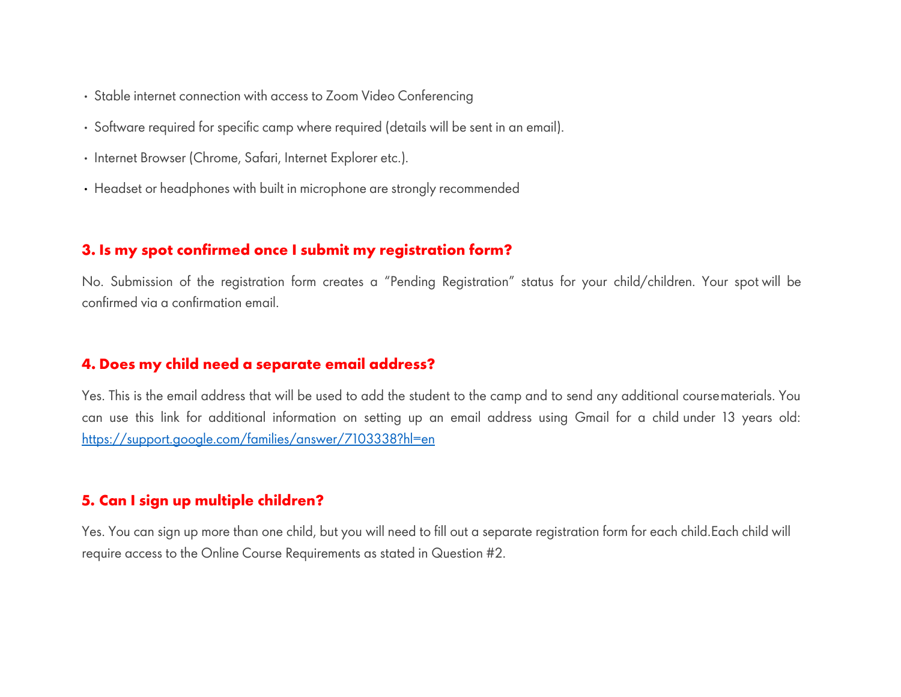- Stable internet connection with access to Zoom Video Conferencing
- Software required for specific camp where required (details will be sent in an email).
- Internet Browser (Chrome, Safari, Internet Explorer etc.).
- Headset or headphones with built in microphone are strongly recommended

### 3. Is my spot confirmed once I submit my registration form?

No. Submission of the registration form creates a "Pending Registration" status for your child/children. Your spot will be confirmed via a confirmation email.

### 4. Does my child need a separate email address?

Yes. This is the email address that will be used to add the student to the camp and to send any additional course materials. You can use this link for additional information on setting up an email address using Gmail for a child under 13 years old: [https://support.google.com/families/answer/7103338?hl=en](https://support.google.com/families/answer/7103338?hl=en)

### 5. Can I sign up multiple children?

Yes. You can sign up more than one child, but you will need to fill out a separate registration form for each child.Each child will require access to the Online Course Requirements as stated in Question #2.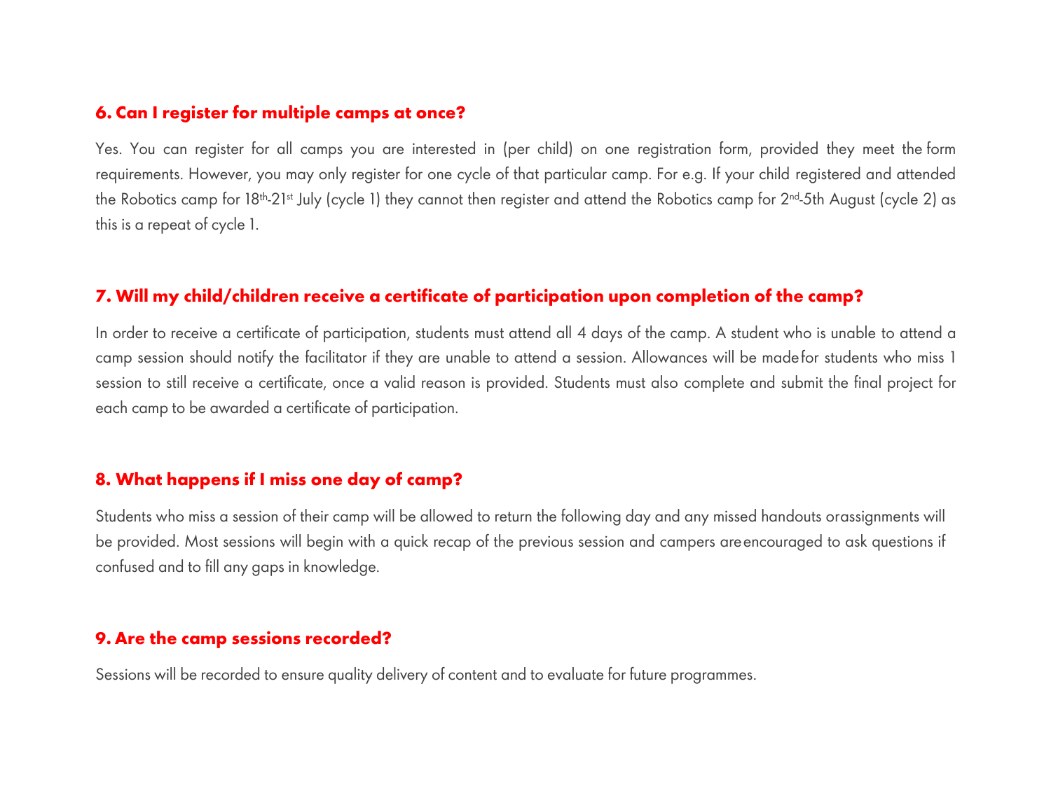### 6. Can I register for multiple camps at once?

Yes. You can register for all camps you are interested in (per child) on one registration form, provided they meet the form requirements. However, you may only register for one cycle of that particular camp. For e.g. If your child registered and attended the Robotics camp for 18th-21st July (cycle 1) they cannot then register and attend the Robotics camp for 2nd-5th August (cycle 2) as this is a repeat of cycle 1.

### 7. Will my child/children receive a certificate of participation upon completion of the camp?

In order to receive a certificate of participation, students must attend all 4 days of the camp. A student who is unable to attend a camp session should notify the facilitator if they are unable to attend a session. Allowances will be made for students who miss 1 session to still receive a certificate, once a valid reason is provided. Students must also complete and submit the final project for each camp to be awarded a certificate of participation.

### 8. What happens if I miss one day of camp?

Students who miss a session of their camp will be allowed to return the following day and any missed handouts or assignments will be provided. Most sessions will begin with a quick recap of the previous session and campers are encouraged to ask questions if confused and to fill any gaps in knowledge.

### 9. Are the camp sessions recorded?

Sessions will be recorded to ensure quality delivery of content and to evaluate for future programmes.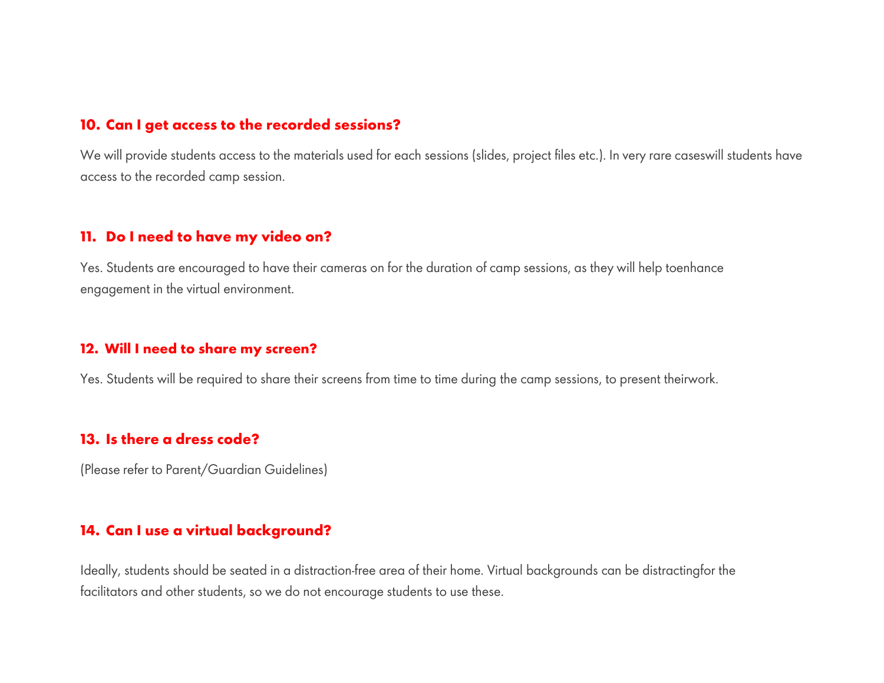### 10. Can I get access to the recorded sessions?

We will provide students access to the materials used for each sessions (slides, project files etc.). In very rare caseswill students have access to the recorded camp session.

### 11. Do I need to have my video on?

Yes. Students are encouraged to have their cameras on for the duration of camp sessions, as they will help toenhance engagement in the virtual environment.

### 12. Will I need to share my screen?

Yes. Students will be required to share their screens from time to time during the camp sessions, to present theirwork.

### 13. Is there a dress code?

(Please refer to Parent/Guardian Guidelines)

### 14. Can I use a virtual background?

Ideally, students should be seated in a distraction-free area of their home. Virtual backgrounds can be distractingfor the facilitators and other students, so we do not encourage students to use these.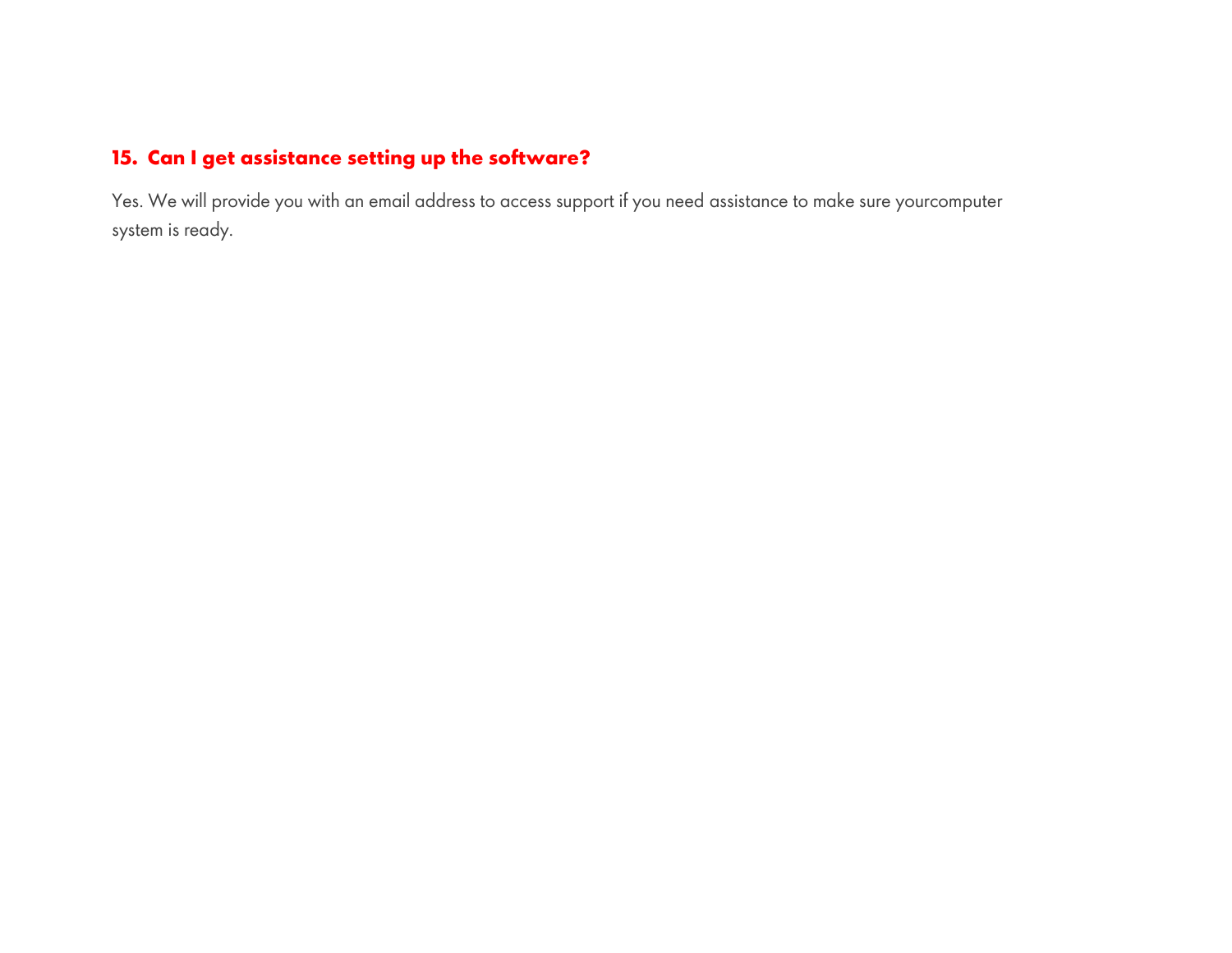### 15. Can I get assistance setting up the software?

Yes. We will provide you with an email address to access support if you need assistance to make sure yourcomputer system is ready.